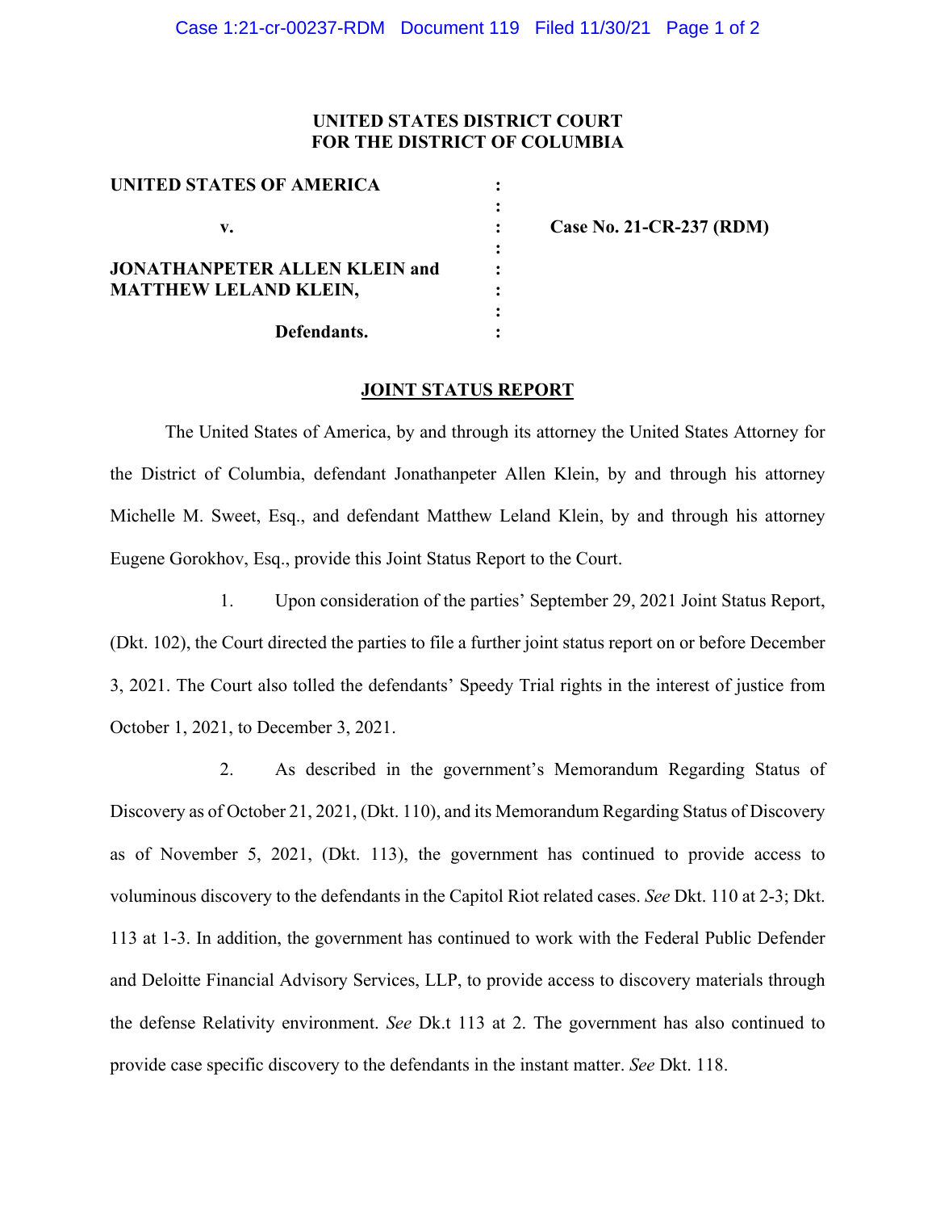**UNITED STATES DISTRICT COURT**
**FOR THE DISTRICT OF COLUMBIA**

| | | |
|---|---|---|
| **UNITED STATES OF AMERICA** | : | |
| | : | |
| **v.** | : | **Case No. 21-CR-237 (RDM)** |
| | : | |
| **JONATHANPETER ALLEN KLEIN and MATTHEW LELAND KLEIN,** | : | |
| | : | |
| **Defendants.** | : | |

**JOINT STATUS REPORT**

The United States of America, by and through its attorney the United States Attorney for the District of Columbia, defendant Jonathanpeter Allen Klein, by and through his attorney Michelle M. Sweet, Esq., and defendant Matthew Leland Klein, by and through his attorney Eugene Gorokhov, Esq., provide this Joint Status Report to the Court.

1. Upon consideration of the parties' September 29, 2021 Joint Status Report, (Dkt. 102), the Court directed the parties to file a further joint status report on or before December 3, 2021. The Court also tolled the defendants' Speedy Trial rights in the interest of justice from October 1, 2021, to December 3, 2021.

2. As described in the government's Memorandum Regarding Status of Discovery as of October 21, 2021, (Dkt. 110), and its Memorandum Regarding Status of Discovery as of November 5, 2021, (Dkt. 113), the government has continued to provide access to voluminous discovery to the defendants in the Capitol Riot related cases. *See* Dkt. 110 at 2-3; Dkt. 113 at 1-3. In addition, the government has continued to work with the Federal Public Defender and Deloitte Financial Advisory Services, LLP, to provide access to discovery materials through the defense Relativity environment. *See* Dk.t 113 at 2. The government has also continued to provide case specific discovery to the defendants in the instant matter. *See* Dkt. 118.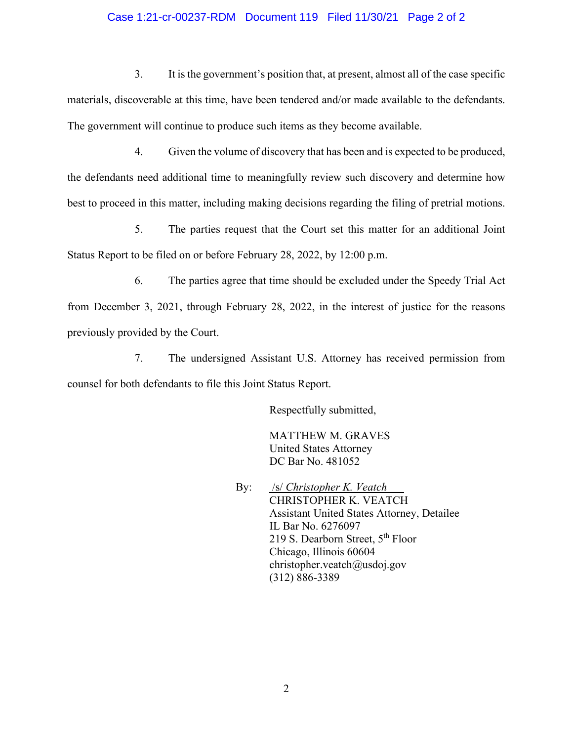3. It is the government's position that, at present, almost all of the case specific materials, discoverable at this time, have been tendered and/or made available to the defendants. The government will continue to produce such items as they become available.

4. Given the volume of discovery that has been and is expected to be produced, the defendants need additional time to meaningfully review such discovery and determine how best to proceed in this matter, including making decisions regarding the filing of pretrial motions.

5. The parties request that the Court set this matter for an additional Joint Status Report to be filed on or before February 28, 2022, by 12:00 p.m.

6. The parties agree that time should be excluded under the Speedy Trial Act from December 3, 2021, through February 28, 2022, in the interest of justice for the reasons previously provided by the Court.

7. The undersigned Assistant U.S. Attorney has received permission from counsel for both defendants to file this Joint Status Report.

Respectfully submitted,

MATTHEW M. GRAVES
United States Attorney
DC Bar No. 481052

By: /s/ *Christopher K. Veatch*
CHRISTOPHER K. VEATCH
Assistant United States Attorney, Detailee
IL Bar No. 6276097
219 S. Dearborn Street, 5th Floor
Chicago, Illinois 60604
christopher.veatch@usdoj.gov
(312) 886-3389